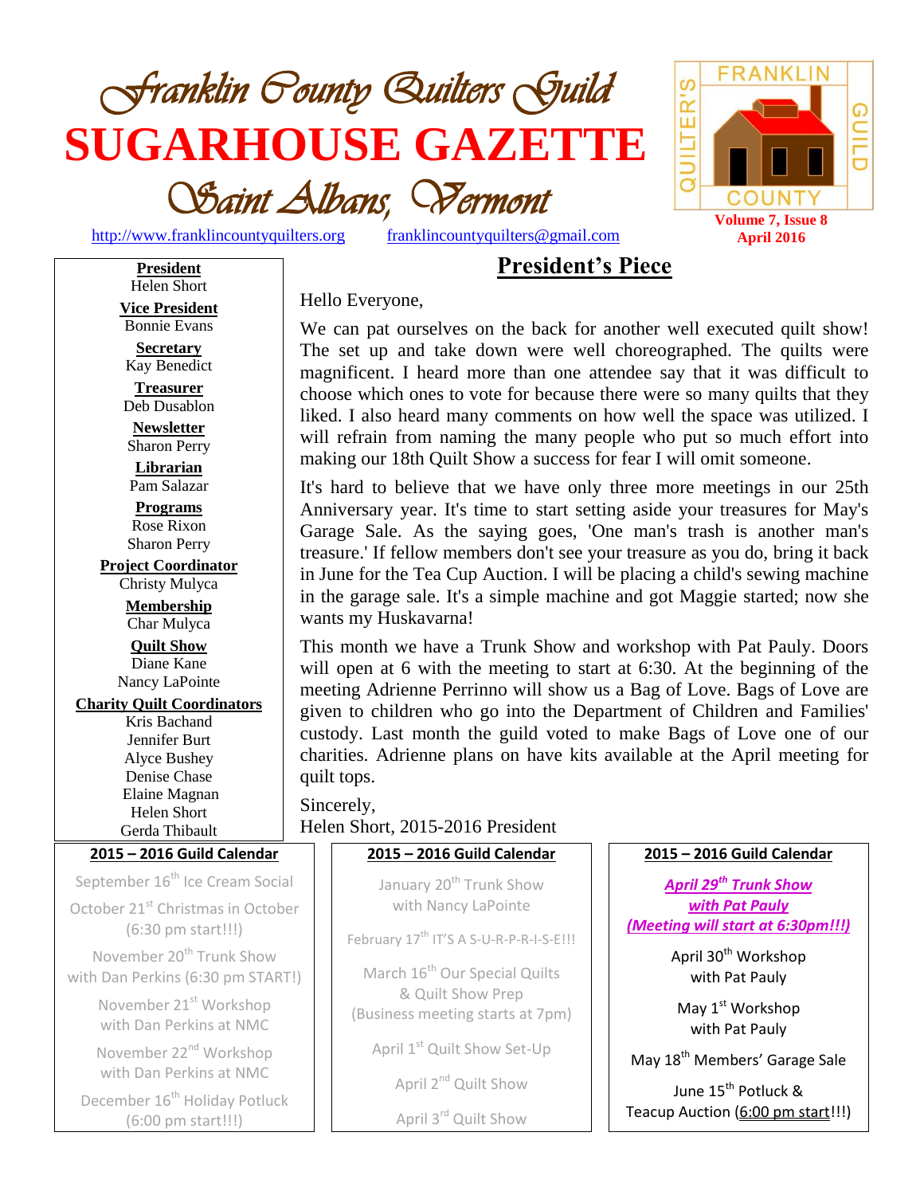# *Franklin County Quilters Guild*

# SUGARHOUSE GAZETTE

## *Saint Albans, Vermont*

http://www.franklincountyquilters.org franklincountyquilters@gmail.com

FRANKLIN COUNTY QUILTER'S GUILD

**Volume 7, Issue 8**
**April 2016**

**President**
Helen Short

**Vice President**
Bonnie Evans

**Secretary**
Kay Benedict

**Treasurer**
Deb Dusablon

**Newsletter**
Sharon Perry

**Librarian**
Pam Salazar

**Programs**
Rose Rixon
Sharon Perry

**Project Coordinator**
Christy Mulyca

**Membership**
Char Mulyca

**Quilt Show**
Diane Kane
Nancy LaPointe

**Charity Quilt Coordinators**
Kris Bachand
Jennifer Burt
Alyce Bushey
Denise Chase
Elaine Magnan
Helen Short
Gerda Thibault

## President's Piece

Hello Everyone,

We can pat ourselves on the back for another well executed quilt show! The set up and take down were well choreographed. The quilts were magnificent. I heard more than one attendee say that it was difficult to choose which ones to vote for because there were so many quilts that they liked. I also heard many comments on how well the space was utilized. I will refrain from naming the many people who put so much effort into making our 18th Quilt Show a success for fear I will omit someone.

It's hard to believe that we have only three more meetings in our 25th Anniversary year. It's time to start setting aside your treasures for May's Garage Sale. As the saying goes, 'One man's trash is another man's treasure.' If fellow members don't see your treasure as you do, bring it back in June for the Tea Cup Auction. I will be placing a child's sewing machine in the garage sale. It's a simple machine and got Maggie started; now she wants my Huskavarna!

This month we have a Trunk Show and workshop with Pat Pauly. Doors will open at 6 with the meeting to start at 6:30. At the beginning of the meeting Adrienne Perrinno will show us a Bag of Love. Bags of Love are given to children who go into the Department of Children and Families' custody. Last month the guild voted to make Bags of Love one of our charities. Adrienne plans on have kits available at the April meeting for quilt tops.

Sincerely,
Helen Short, 2015-2016 President

### 2015 – 2016 Guild Calendar

September 16th Ice Cream Social

October 21st Christmas in October (6:30 pm start!!!)

November 20th Trunk Show with Dan Perkins (6:30 pm START!)

November 21st Workshop with Dan Perkins at NMC

November 22nd Workshop with Dan Perkins at NMC

December 16th Holiday Potluck (6:00 pm start!!!)

January 20th Trunk Show with Nancy LaPointe

February 17th IT'S A S-U-R-P-R-I-S-E!!!

March 16th Our Special Quilts & Quilt Show Prep (Business meeting starts at 7pm)

April 1st Quilt Show Set-Up

April 2nd Quilt Show

April 3rd Quilt Show

***April 29th Trunk Show with Pat Pauly (Meeting will start at 6:30pm!!!)***

April 30th Workshop with Pat Pauly

May 1st Workshop with Pat Pauly

May 18th Members' Garage Sale

June 15th Potluck & Teacup Auction (6:00 pm start!!!)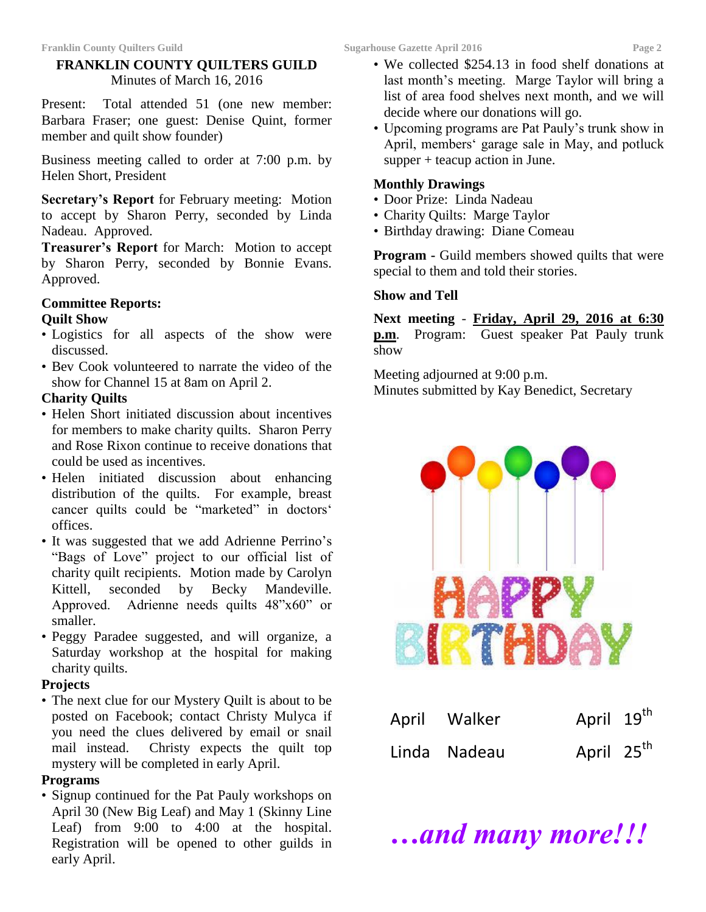# FRANKLIN COUNTY QUILTERS GUILD

Minutes of March 16, 2016

Present: Total attended 51 (one new member: Barbara Fraser; one guest: Denise Quint, former member and quilt show founder)

Business meeting called to order at 7:00 p.m. by Helen Short, President

**Secretary's Report** for February meeting: Motion to accept by Sharon Perry, seconded by Linda Nadeau. Approved.

**Treasurer's Report** for March: Motion to accept by Sharon Perry, seconded by Bonnie Evans. Approved.

**Committee Reports:**

**Quilt Show**

- Logistics for all aspects of the show were discussed.
- Bev Cook volunteered to narrate the video of the show for Channel 15 at 8am on April 2.

**Charity Quilts**

- Helen Short initiated discussion about incentives for members to make charity quilts. Sharon Perry and Rose Rixon continue to receive donations that could be used as incentives.
- Helen initiated discussion about enhancing distribution of the quilts. For example, breast cancer quilts could be "marketed" in doctors' offices.
- It was suggested that we add Adrienne Perrino's "Bags of Love" project to our official list of charity quilt recipients. Motion made by Carolyn Kittell, seconded by Becky Mandeville. Approved. Adrienne needs quilts 48"x60" or smaller.
- Peggy Paradee suggested, and will organize, a Saturday workshop at the hospital for making charity quilts.

**Projects**

- The next clue for our Mystery Quilt is about to be posted on Facebook; contact Christy Mulyca if you need the clues delivered by email or snail mail instead. Christy expects the quilt top mystery will be completed in early April.

**Programs**

- Signup continued for the Pat Pauly workshops on April 30 (New Big Leaf) and May 1 (Skinny Line Leaf) from 9:00 to 4:00 at the hospital. Registration will be opened to other guilds in early April.
- We collected $254.13 in food shelf donations at last month's meeting. Marge Taylor will bring a list of area food shelves next month, and we will decide where our donations will go.
- Upcoming programs are Pat Pauly's trunk show in April, members' garage sale in May, and potluck supper + teacup action in June.

**Monthly Drawings**

- Door Prize: Linda Nadeau
- Charity Quilts: Marge Taylor
- Birthday drawing: Diane Comeau

**Program -** Guild members showed quilts that were special to them and told their stories.

**Show and Tell**

**Next meeting** - **Friday, April 29, 2016 at 6:30 p.m**. Program: Guest speaker Pat Pauly trunk show

Meeting adjourned at 9:00 p.m.
Minutes submitted by Kay Benedict, Secretary

HAPPY BIRTHDAY

| | | |
|---|---|---|
| April | Walker | April 19th |
| Linda | Nadeau | April 25th |

***…and many more!!!***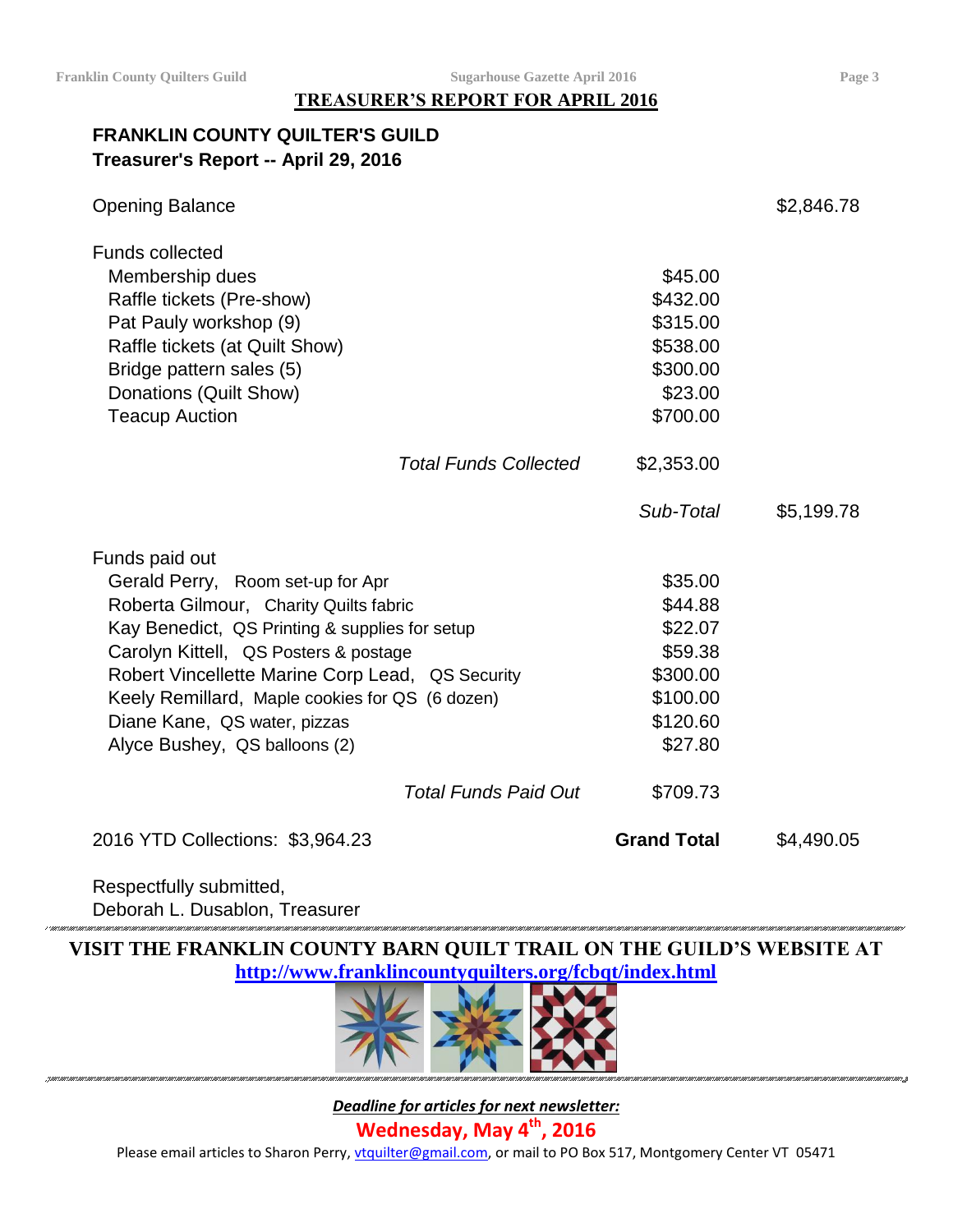## TREASURER'S REPORT FOR APRIL 2016

**FRANKLIN COUNTY QUILTER'S GUILD**
**Treasurer's Report -- April 29, 2016**

| | | |
|---|---|---|
| Opening Balance | | $2,846.78 |
| **Funds collected** | | |
| Membership dues | $45.00 | |
| Raffle tickets (Pre-show) | $432.00 | |
| Pat Pauly workshop (9) | $315.00 | |
| Raffle tickets (at Quilt Show) | $538.00 | |
| Bridge pattern sales (5) | $300.00 | |
| Donations (Quilt Show) | $23.00 | |
| Teacup Auction | $700.00 | |
| *Total Funds Collected* | $2,353.00 | |
| | *Sub-Total* | $5,199.78 |
| **Funds paid out** | | |
| Gerald Perry, Room set-up for Apr | $35.00 | |
| Roberta Gilmour, Charity Quilts fabric | $44.88 | |
| Kay Benedict, QS Printing & supplies for setup | $22.07 | |
| Carolyn Kittell, QS Posters & postage | $59.38 | |
| Robert Vincellette Marine Corp Lead, QS Security | $300.00 | |
| Keely Remillard, Maple cookies for QS (6 dozen) | $100.00 | |
| Diane Kane, QS water, pizzas | $120.60 | |
| Alyce Bushey, QS balloons (2) | $27.80 | |
| *Total Funds Paid Out* | $709.73 | |
| 2016 YTD Collections: $3,964.23 | **Grand Total** | $4,490.05 |

Respectfully submitted,
Deborah L. Dusablon, Treasurer

---

**VISIT THE FRANKLIN COUNTY BARN QUILT TRAIL ON THE GUILD'S WEBSITE AT**
**[http://www.franklincountyquilters.org/fcbqt/index.html](http://www.franklincountyquilters.org/fcbqt/index.html)**

---

***Deadline for articles for next newsletter:***

**Wednesday, May 4th, 2016**

Please email articles to Sharon Perry, vtquilter@gmail.com, or mail to PO Box 517, Montgomery Center VT 05471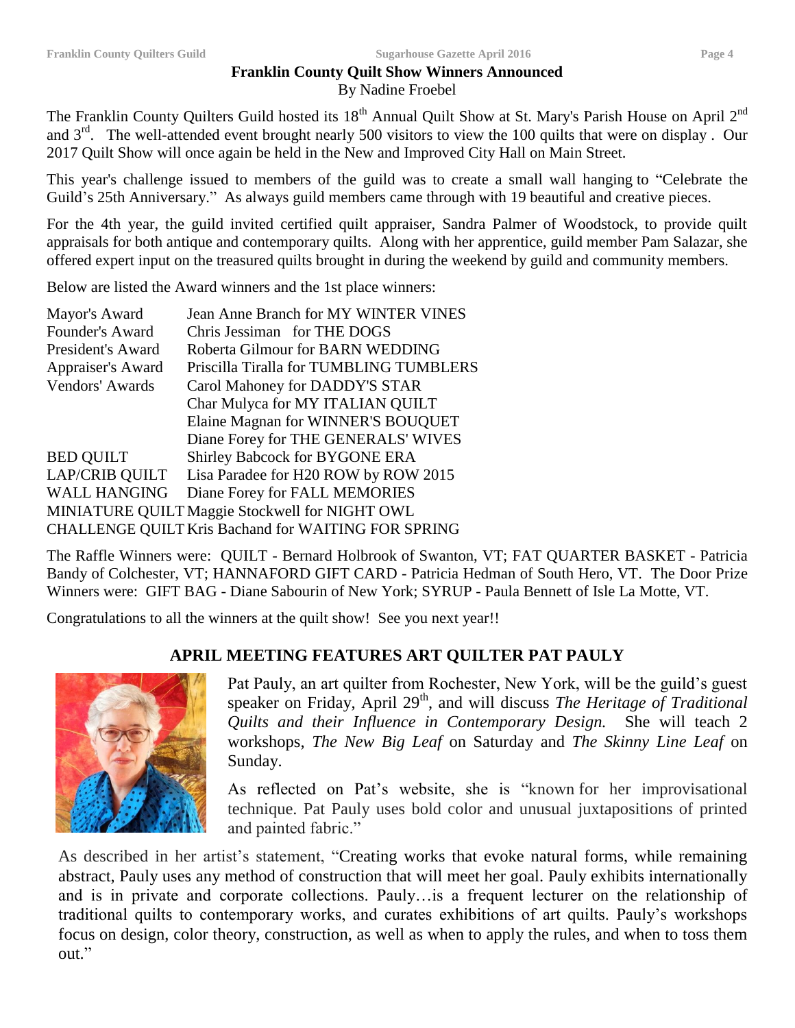## Franklin County Quilt Show Winners Announced

By Nadine Froebel

The Franklin County Quilters Guild hosted its 18th Annual Quilt Show at St. Mary's Parish House on April 2nd and 3rd. The well-attended event brought nearly 500 visitors to view the 100 quilts that were on display . Our 2017 Quilt Show will once again be held in the New and Improved City Hall on Main Street.

This year's challenge issued to members of the guild was to create a small wall hanging to "Celebrate the Guild's 25th Anniversary." As always guild members came through with 19 beautiful and creative pieces.

For the 4th year, the guild invited certified quilt appraiser, Sandra Palmer of Woodstock, to provide quilt appraisals for both antique and contemporary quilts. Along with her apprentice, guild member Pam Salazar, she offered expert input on the treasured quilts brought in during the weekend by guild and community members.

Below are listed the Award winners and the 1st place winners:

| | |
|---|---|
| Mayor's Award | Jean Anne Branch for MY WINTER VINES |
| Founder's Award | Chris Jessiman for THE DOGS |
| President's Award | Roberta Gilmour for BARN WEDDING |
| Appraiser's Award | Priscilla Tiralla for TUMBLING TUMBLERS |
| Vendors' Awards | Carol Mahoney for DADDY'S STAR |
| | Char Mulyca for MY ITALIAN QUILT |
| | Elaine Magnan for WINNER'S BOUQUET |
| | Diane Forey for THE GENERALS' WIVES |
| BED QUILT | Shirley Babcock for BYGONE ERA |
| LAP/CRIB QUILT | Lisa Paradee for H20 ROW by ROW 2015 |
| WALL HANGING | Diane Forey for FALL MEMORIES |
| MINIATURE QUILT | Maggie Stockwell for NIGHT OWL |
| CHALLENGE QUILT | Kris Bachand for WAITING FOR SPRING |

The Raffle Winners were: QUILT - Bernard Holbrook of Swanton, VT; FAT QUARTER BASKET - Patricia Bandy of Colchester, VT; HANNAFORD GIFT CARD - Patricia Hedman of South Hero, VT. The Door Prize Winners were: GIFT BAG - Diane Sabourin of New York; SYRUP - Paula Bennett of Isle La Motte, VT.

Congratulations to all the winners at the quilt show! See you next year!!

## APRIL MEETING FEATURES ART QUILTER PAT PAULY

Pat Pauly, an art quilter from Rochester, New York, will be the guild's guest speaker on Friday, April 29th, and will discuss *The Heritage of Traditional Quilts and their Influence in Contemporary Design.* She will teach 2 workshops, *The New Big Leaf* on Saturday and *The Skinny Line Leaf* on Sunday.

As reflected on Pat's website, she is "known for her improvisational technique. Pat Pauly uses bold color and unusual juxtapositions of printed and painted fabric."

As described in her artist's statement, "Creating works that evoke natural forms, while remaining abstract, Pauly uses any method of construction that will meet her goal. Pauly exhibits internationally and is in private and corporate collections. Pauly…is a frequent lecturer on the relationship of traditional quilts to contemporary works, and curates exhibitions of art quilts. Pauly's workshops focus on design, color theory, construction, as well as when to apply the rules, and when to toss them out."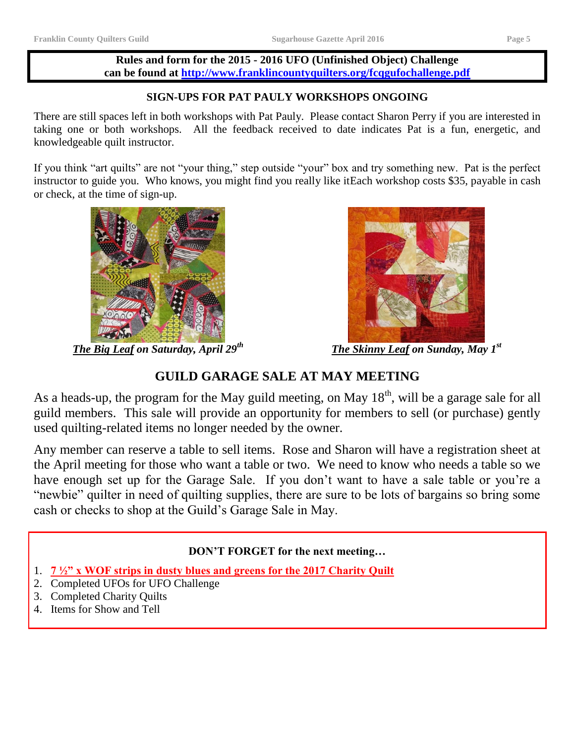**Rules and form for the 2015 - 2016 UFO (Unfinished Object) Challenge can be found at [http://www.franklincountyquilters.org/fcqgufochallenge.pdf](http://www.franklincountyquilters.org/fcqgufochallenge.pdf)**

### SIGN-UPS FOR PAT PAULY WORKSHOPS ONGOING

There are still spaces left in both workshops with Pat Pauly. Please contact Sharon Perry if you are interested in taking one or both workshops. All the feedback received to date indicates Pat is a fun, energetic, and knowledgeable quilt instructor.

If you think "art quilts" are not "your thing," step outside "your" box and try something new. Pat is the perfect instructor to guide you. Who knows, you might find you really like itEach workshop costs $35, payable in cash or check, at the time of sign-up.

***The Big Leaf* on Saturday, April 29th**

***The Skinny Leaf* on Sunday, May 1st**

## GUILD GARAGE SALE AT MAY MEETING

As a heads-up, the program for the May guild meeting, on May 18th, will be a garage sale for all guild members. This sale will provide an opportunity for members to sell (or purchase) gently used quilting-related items no longer needed by the owner.

Any member can reserve a table to sell items. Rose and Sharon will have a registration sheet at the April meeting for those who want a table or two. We need to know who needs a table so we have enough set up for the Garage Sale. If you don't want to have a sale table or you're a "newbie" quilter in need of quilting supplies, there are sure to be lots of bargains so bring some cash or checks to shop at the Guild's Garage Sale in May.

**DON'T FORGET for the next meeting…**

1. **7 ½" x WOF strips in dusty blues and greens for the 2017 Charity Quilt**
2. Completed UFOs for UFO Challenge
3. Completed Charity Quilts
4. Items for Show and Tell